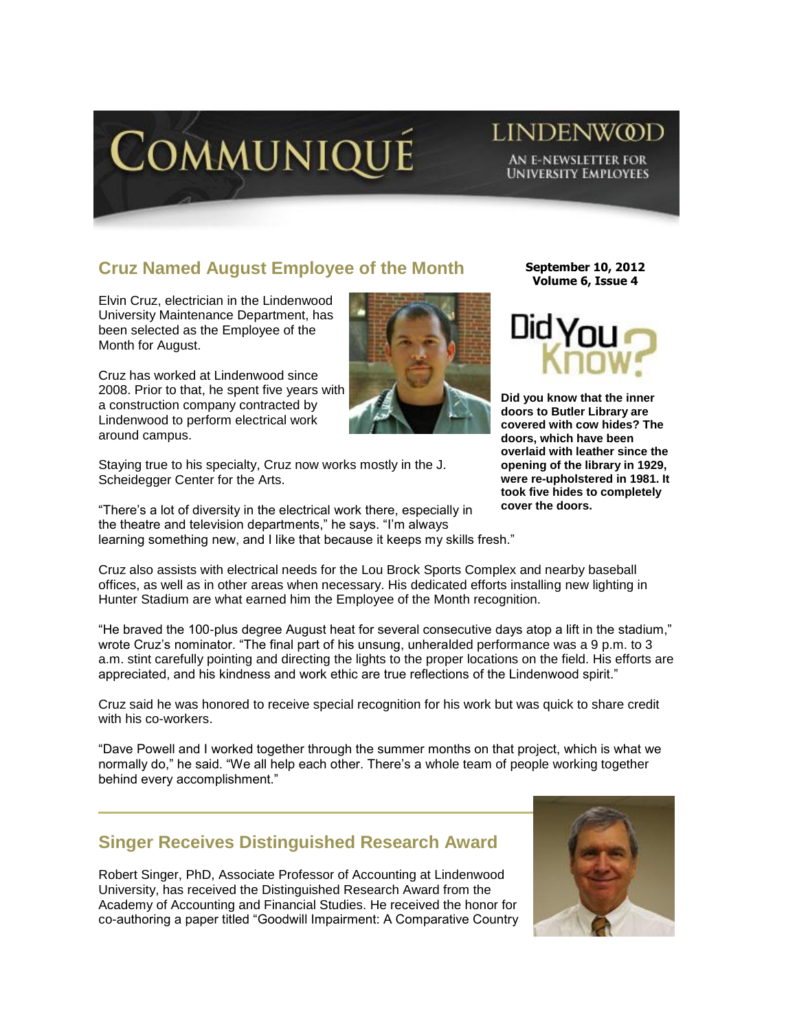# COMMUNIQUÉ

LINDENWOOD

AN E-NEWSLETTER FOR UNIVERSITY EMPLOYEES

**September 10, 2012**
**Volume 6, Issue 4**

## Cruz Named August Employee of the Month

Elvin Cruz, electrician in the Lindenwood University Maintenance Department, has been selected as the Employee of the Month for August.

Cruz has worked at Lindenwood since 2008. Prior to that, he spent five years with a construction company contracted by Lindenwood to perform electrical work around campus.

Staying true to his specialty, Cruz now works mostly in the J. Scheidegger Center for the Arts.

"There's a lot of diversity in the electrical work there, especially in the theatre and television departments," he says. "I'm always learning something new, and I like that because it keeps my skills fresh."

Cruz also assists with electrical needs for the Lou Brock Sports Complex and nearby baseball offices, as well as in other areas when necessary. His dedicated efforts installing new lighting in Hunter Stadium are what earned him the Employee of the Month recognition.

"He braved the 100-plus degree August heat for several consecutive days atop a lift in the stadium," wrote Cruz's nominator. "The final part of his unsung, unheralded performance was a 9 p.m. to 3 a.m. stint carefully pointing and directing the lights to the proper locations on the field. His efforts are appreciated, and his kindness and work ethic are true reflections of the Lindenwood spirit."

Cruz said he was honored to receive special recognition for his work but was quick to share credit with his co-workers.

"Dave Powell and I worked together through the summer months on that project, which is what we normally do," he said. "We all help each other. There's a whole team of people working together behind every accomplishment."

### Did You Know?

**Did you know that the inner doors to Butler Library are covered with cow hides? The doors, which have been overlaid with leather since the opening of the library in 1929, were re-upholstered in 1981. It took five hides to completely cover the doors.**

## Singer Receives Distinguished Research Award

Robert Singer, PhD, Associate Professor of Accounting at Lindenwood University, has received the Distinguished Research Award from the Academy of Accounting and Financial Studies. He received the honor for co-authoring a paper titled "Goodwill Impairment: A Comparative Country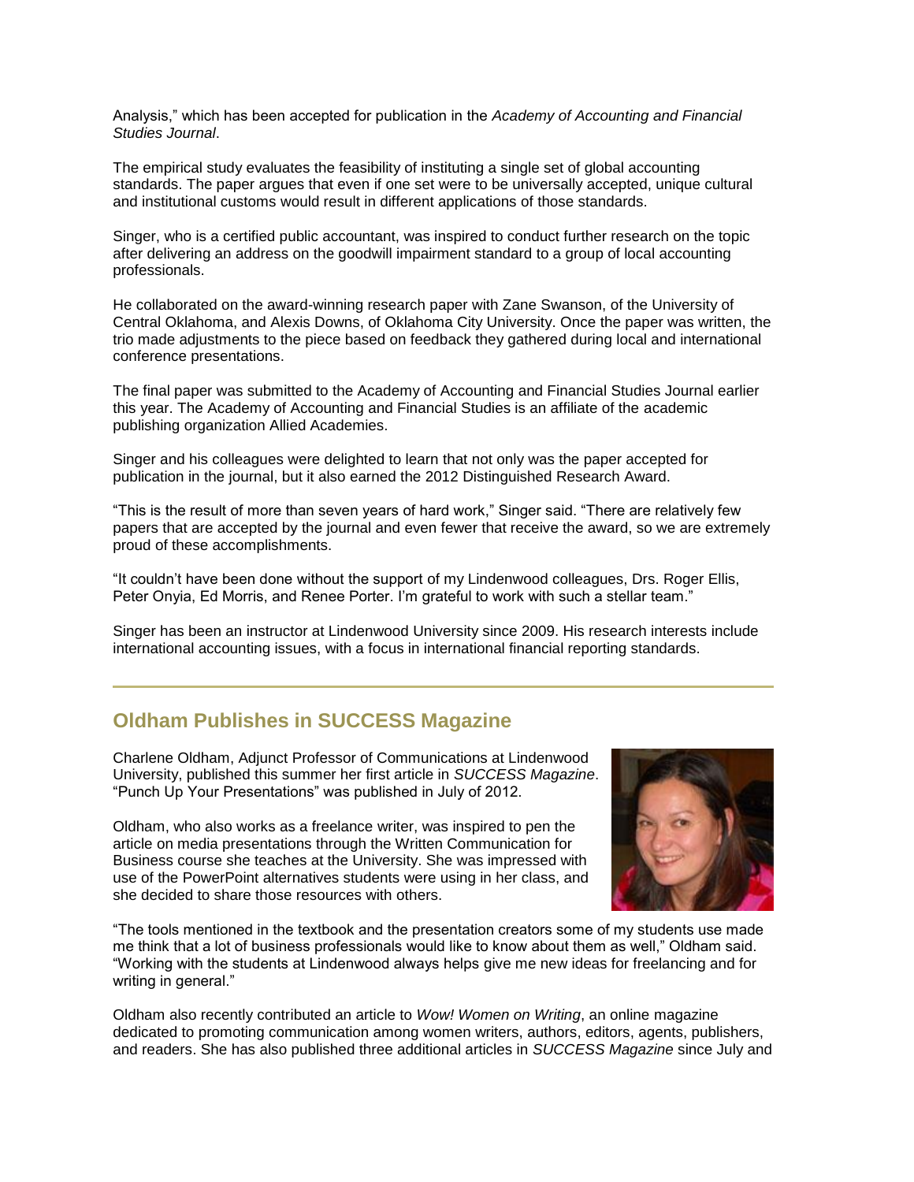Analysis," which has been accepted for publication in the *Academy of Accounting and Financial Studies Journal*.

The empirical study evaluates the feasibility of instituting a single set of global accounting standards. The paper argues that even if one set were to be universally accepted, unique cultural and institutional customs would result in different applications of those standards.

Singer, who is a certified public accountant, was inspired to conduct further research on the topic after delivering an address on the goodwill impairment standard to a group of local accounting professionals.

He collaborated on the award-winning research paper with Zane Swanson, of the University of Central Oklahoma, and Alexis Downs, of Oklahoma City University. Once the paper was written, the trio made adjustments to the piece based on feedback they gathered during local and international conference presentations.

The final paper was submitted to the Academy of Accounting and Financial Studies Journal earlier this year. The Academy of Accounting and Financial Studies is an affiliate of the academic publishing organization Allied Academies.

Singer and his colleagues were delighted to learn that not only was the paper accepted for publication in the journal, but it also earned the 2012 Distinguished Research Award.

"This is the result of more than seven years of hard work," Singer said. "There are relatively few papers that are accepted by the journal and even fewer that receive the award, so we are extremely proud of these accomplishments.

"It couldn't have been done without the support of my Lindenwood colleagues, Drs. Roger Ellis, Peter Onyia, Ed Morris, and Renee Porter. I'm grateful to work with such a stellar team."

Singer has been an instructor at Lindenwood University since 2009. His research interests include international accounting issues, with a focus in international financial reporting standards.

---

## Oldham Publishes in SUCCESS Magazine

Charlene Oldham, Adjunct Professor of Communications at Lindenwood University, published this summer her first article in *SUCCESS Magazine*. "Punch Up Your Presentations" was published in July of 2012.

Oldham, who also works as a freelance writer, was inspired to pen the article on media presentations through the Written Communication for Business course she teaches at the University. She was impressed with use of the PowerPoint alternatives students were using in her class, and she decided to share those resources with others.

"The tools mentioned in the textbook and the presentation creators some of my students use made me think that a lot of business professionals would like to know about them as well," Oldham said. "Working with the students at Lindenwood always helps give me new ideas for freelancing and for writing in general."

Oldham also recently contributed an article to *Wow! Women on Writing*, an online magazine dedicated to promoting communication among women writers, authors, editors, agents, publishers, and readers. She has also published three additional articles in *SUCCESS Magazine* since July and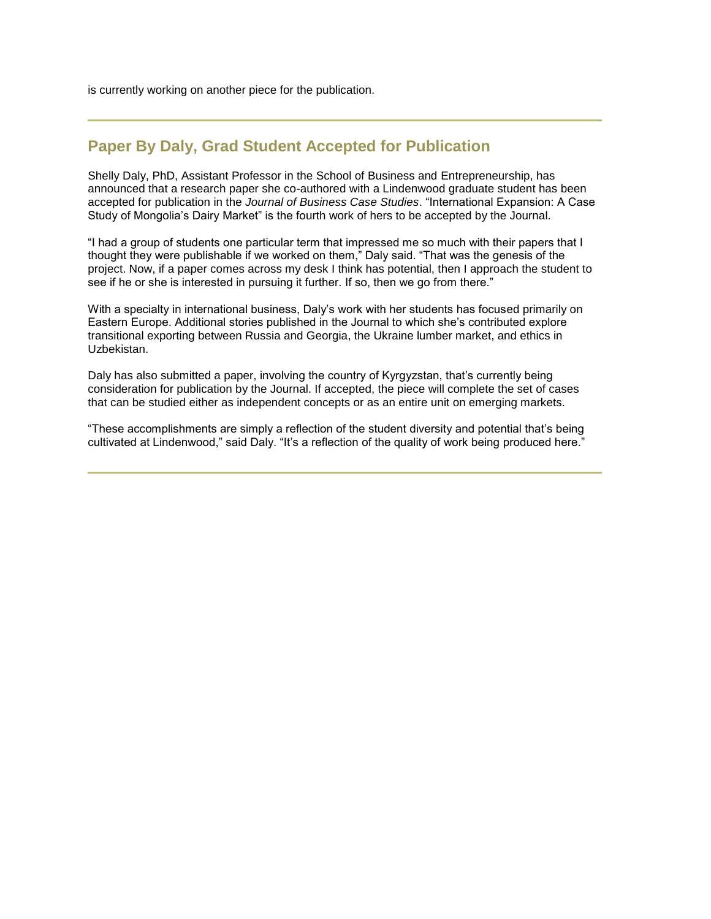is currently working on another piece for the publication.

---

## Paper By Daly, Grad Student Accepted for Publication

Shelly Daly, PhD, Assistant Professor in the School of Business and Entrepreneurship, has announced that a research paper she co-authored with a Lindenwood graduate student has been accepted for publication in the *Journal of Business Case Studies*. "International Expansion: A Case Study of Mongolia's Dairy Market" is the fourth work of hers to be accepted by the Journal.

"I had a group of students one particular term that impressed me so much with their papers that I thought they were publishable if we worked on them," Daly said. "That was the genesis of the project. Now, if a paper comes across my desk I think has potential, then I approach the student to see if he or she is interested in pursuing it further. If so, then we go from there."

With a specialty in international business, Daly's work with her students has focused primarily on Eastern Europe. Additional stories published in the Journal to which she's contributed explore transitional exporting between Russia and Georgia, the Ukraine lumber market, and ethics in Uzbekistan.

Daly has also submitted a paper, involving the country of Kyrgyzstan, that's currently being consideration for publication by the Journal. If accepted, the piece will complete the set of cases that can be studied either as independent concepts or as an entire unit on emerging markets.

"These accomplishments are simply a reflection of the student diversity and potential that's being cultivated at Lindenwood," said Daly. "It's a reflection of the quality of work being produced here."

---